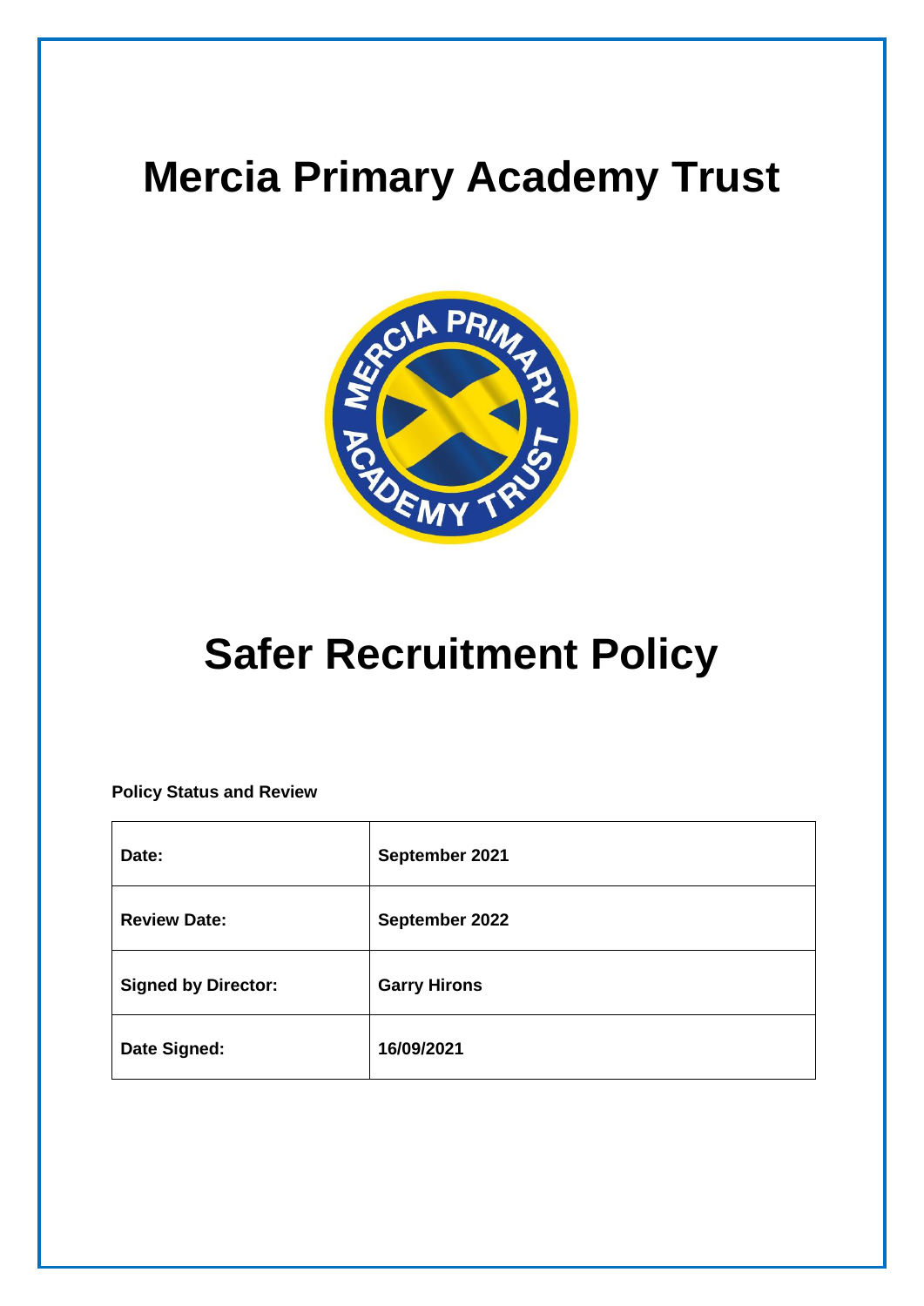# Mercia Primary Academy Trust

# Safer Recruitment Policy

**Policy Status and Review**

| | |
|---|---|
| **Date:** | **September 2021** |
| **Review Date:** | **September 2022** |
| **Signed by Director:** | **Garry Hirons** |
| **Date Signed:** | **16/09/2021** |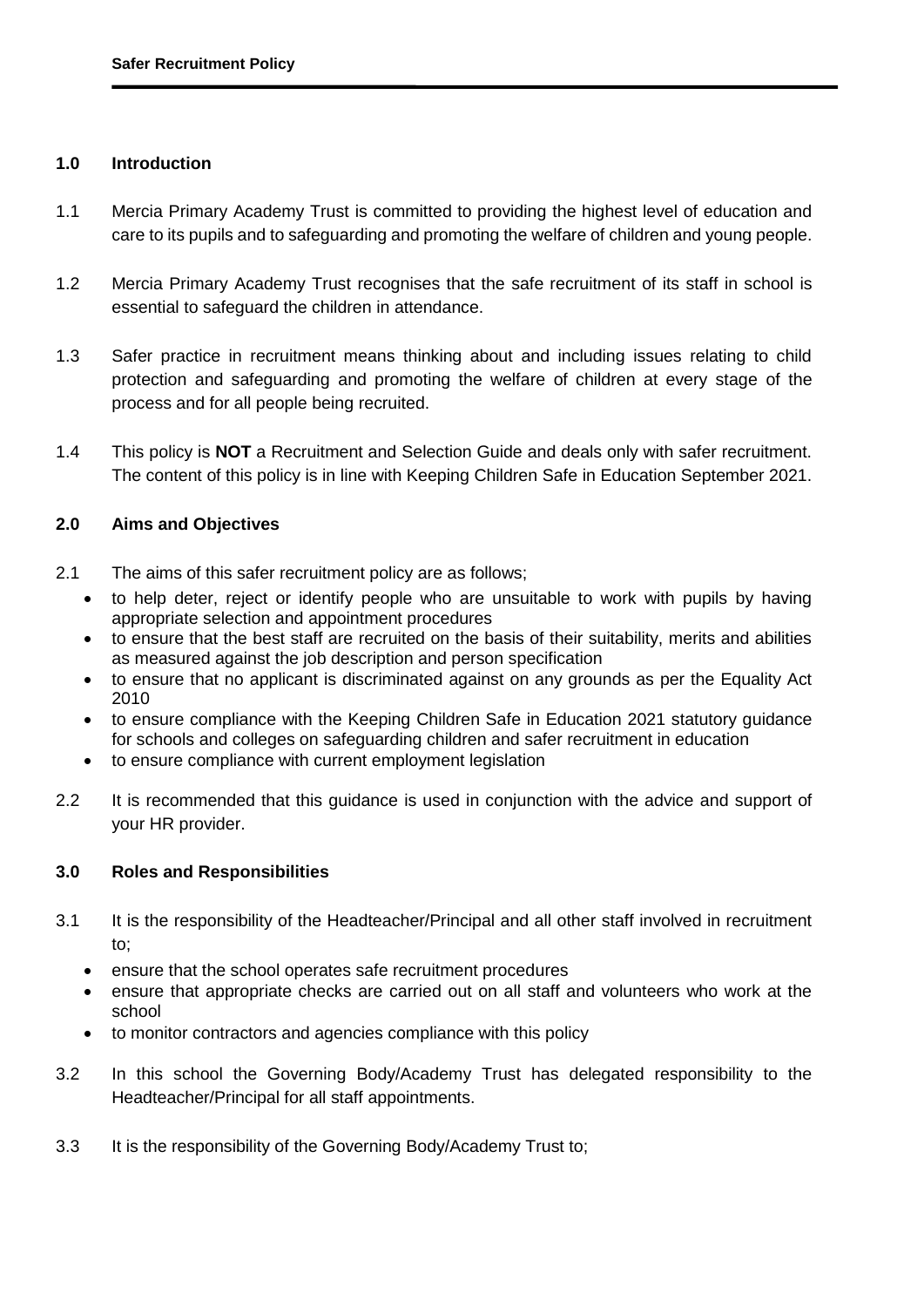## 1.0 Introduction

1.1 Mercia Primary Academy Trust is committed to providing the highest level of education and care to its pupils and to safeguarding and promoting the welfare of children and young people.

1.2 Mercia Primary Academy Trust recognises that the safe recruitment of its staff in school is essential to safeguard the children in attendance.

1.3 Safer practice in recruitment means thinking about and including issues relating to child protection and safeguarding and promoting the welfare of children at every stage of the process and for all people being recruited.

1.4 This policy is **NOT** a Recruitment and Selection Guide and deals only with safer recruitment. The content of this policy is in line with Keeping Children Safe in Education September 2021.

## 2.0 Aims and Objectives

2.1 The aims of this safer recruitment policy are as follows;

- to help deter, reject or identify people who are unsuitable to work with pupils by having appropriate selection and appointment procedures
- to ensure that the best staff are recruited on the basis of their suitability, merits and abilities as measured against the job description and person specification
- to ensure that no applicant is discriminated against on any grounds as per the Equality Act 2010
- to ensure compliance with the Keeping Children Safe in Education 2021 statutory guidance for schools and colleges on safeguarding children and safer recruitment in education
- to ensure compliance with current employment legislation

2.2 It is recommended that this guidance is used in conjunction with the advice and support of your HR provider.

## 3.0 Roles and Responsibilities

3.1 It is the responsibility of the Headteacher/Principal and all other staff involved in recruitment to;

- ensure that the school operates safe recruitment procedures
- ensure that appropriate checks are carried out on all staff and volunteers who work at the school
- to monitor contractors and agencies compliance with this policy

3.2 In this school the Governing Body/Academy Trust has delegated responsibility to the Headteacher/Principal for all staff appointments.

3.3 It is the responsibility of the Governing Body/Academy Trust to;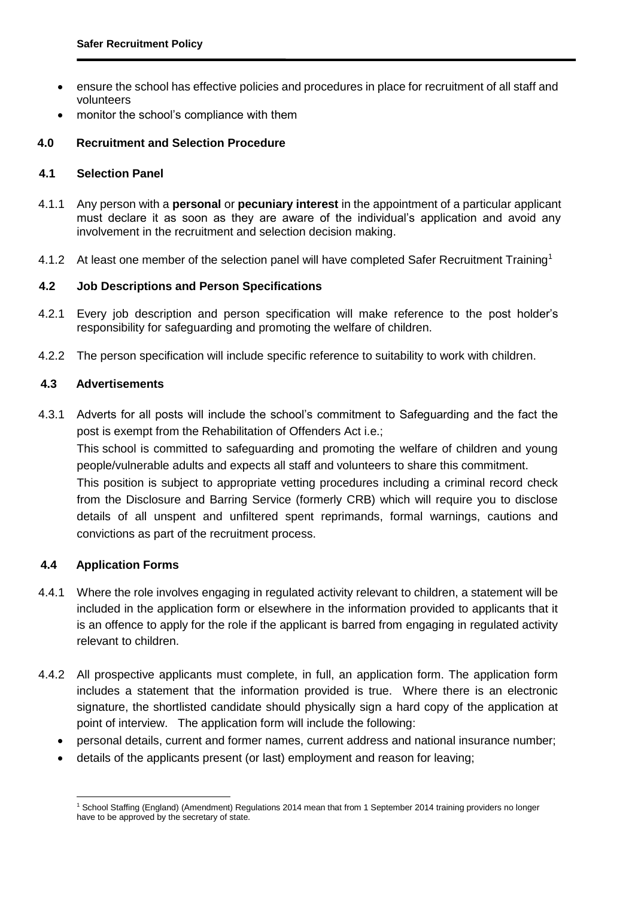- ensure the school has effective policies and procedures in place for recruitment of all staff and volunteers
- monitor the school's compliance with them

## 4.0 Recruitment and Selection Procedure

### 4.1 Selection Panel

4.1.1 Any person with a **personal** or **pecuniary interest** in the appointment of a particular applicant must declare it as soon as they are aware of the individual's application and avoid any involvement in the recruitment and selection decision making.

4.1.2 At least one member of the selection panel will have completed Safer Recruitment Training[1]

### 4.2 Job Descriptions and Person Specifications

4.2.1 Every job description and person specification will make reference to the post holder's responsibility for safeguarding and promoting the welfare of children.

4.2.2 The person specification will include specific reference to suitability to work with children.

### 4.3 Advertisements

4.3.1 Adverts for all posts will include the school's commitment to Safeguarding and the fact the post is exempt from the Rehabilitation of Offenders Act i.e.;

This school is committed to safeguarding and promoting the welfare of children and young people/vulnerable adults and expects all staff and volunteers to share this commitment.

This position is subject to appropriate vetting procedures including a criminal record check from the Disclosure and Barring Service (formerly CRB) which will require you to disclose details of all unspent and unfiltered spent reprimands, formal warnings, cautions and convictions as part of the recruitment process.

### 4.4 Application Forms

4.4.1 Where the role involves engaging in regulated activity relevant to children, a statement will be included in the application form or elsewhere in the information provided to applicants that it is an offence to apply for the role if the applicant is barred from engaging in regulated activity relevant to children.

4.4.2 All prospective applicants must complete, in full, an application form. The application form includes a statement that the information provided is true. Where there is an electronic signature, the shortlisted candidate should physically sign a hard copy of the application at point of interview. The application form will include the following:

- personal details, current and former names, current address and national insurance number;
- details of the applicants present (or last) employment and reason for leaving;

---

[1] School Staffing (England) (Amendment) Regulations 2014 mean that from 1 September 2014 training providers no longer have to be approved by the secretary of state.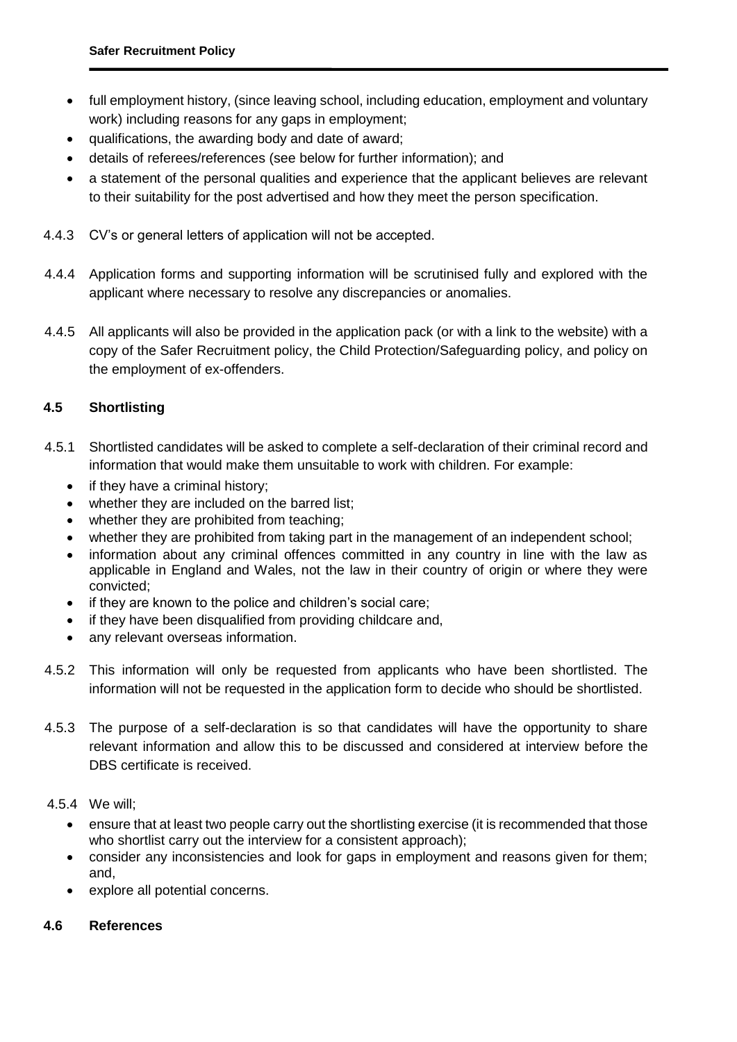- full employment history, (since leaving school, including education, employment and voluntary work) including reasons for any gaps in employment;
- qualifications, the awarding body and date of award;
- details of referees/references (see below for further information); and
- a statement of the personal qualities and experience that the applicant believes are relevant to their suitability for the post advertised and how they meet the person specification.

4.4.3 CV's or general letters of application will not be accepted.

4.4.4 Application forms and supporting information will be scrutinised fully and explored with the applicant where necessary to resolve any discrepancies or anomalies.

4.4.5 All applicants will also be provided in the application pack (or with a link to the website) with a copy of the Safer Recruitment policy, the Child Protection/Safeguarding policy, and policy on the employment of ex-offenders.

### 4.5 Shortlisting

4.5.1 Shortlisted candidates will be asked to complete a self-declaration of their criminal record and information that would make them unsuitable to work with children. For example:

- if they have a criminal history;
- whether they are included on the barred list;
- whether they are prohibited from teaching;
- whether they are prohibited from taking part in the management of an independent school;
- information about any criminal offences committed in any country in line with the law as applicable in England and Wales, not the law in their country of origin or where they were convicted;
- if they are known to the police and children's social care;
- if they have been disqualified from providing childcare and,
- any relevant overseas information.

4.5.2 This information will only be requested from applicants who have been shortlisted. The information will not be requested in the application form to decide who should be shortlisted.

4.5.3 The purpose of a self-declaration is so that candidates will have the opportunity to share relevant information and allow this to be discussed and considered at interview before the DBS certificate is received.

4.5.4 We will;

- ensure that at least two people carry out the shortlisting exercise (it is recommended that those who shortlist carry out the interview for a consistent approach);
- consider any inconsistencies and look for gaps in employment and reasons given for them; and,
- explore all potential concerns.

### 4.6 References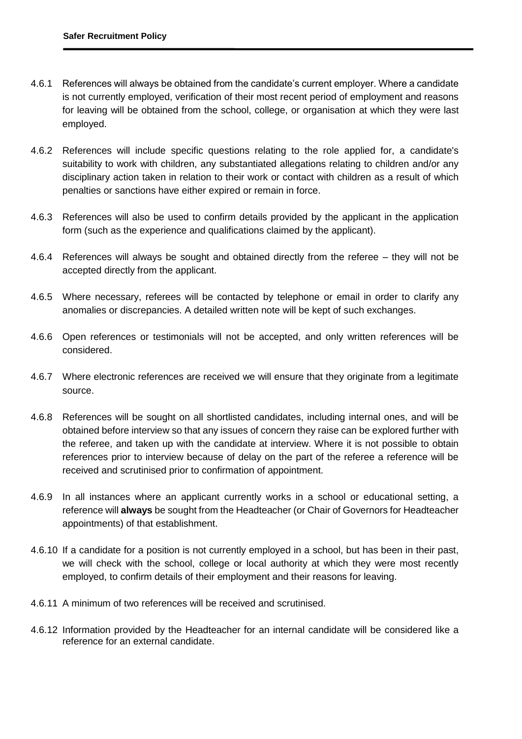4.6.1 References will always be obtained from the candidate's current employer. Where a candidate is not currently employed, verification of their most recent period of employment and reasons for leaving will be obtained from the school, college, or organisation at which they were last employed.

4.6.2 References will include specific questions relating to the role applied for, a candidate's suitability to work with children, any substantiated allegations relating to children and/or any disciplinary action taken in relation to their work or contact with children as a result of which penalties or sanctions have either expired or remain in force.

4.6.3 References will also be used to confirm details provided by the applicant in the application form (such as the experience and qualifications claimed by the applicant).

4.6.4 References will always be sought and obtained directly from the referee – they will not be accepted directly from the applicant.

4.6.5 Where necessary, referees will be contacted by telephone or email in order to clarify any anomalies or discrepancies. A detailed written note will be kept of such exchanges.

4.6.6 Open references or testimonials will not be accepted, and only written references will be considered.

4.6.7 Where electronic references are received we will ensure that they originate from a legitimate source.

4.6.8 References will be sought on all shortlisted candidates, including internal ones, and will be obtained before interview so that any issues of concern they raise can be explored further with the referee, and taken up with the candidate at interview. Where it is not possible to obtain references prior to interview because of delay on the part of the referee a reference will be received and scrutinised prior to confirmation of appointment.

4.6.9 In all instances where an applicant currently works in a school or educational setting, a reference will **always** be sought from the Headteacher (or Chair of Governors for Headteacher appointments) of that establishment.

4.6.10 If a candidate for a position is not currently employed in a school, but has been in their past, we will check with the school, college or local authority at which they were most recently employed, to confirm details of their employment and their reasons for leaving.

4.6.11 A minimum of two references will be received and scrutinised.

4.6.12 Information provided by the Headteacher for an internal candidate will be considered like a reference for an external candidate.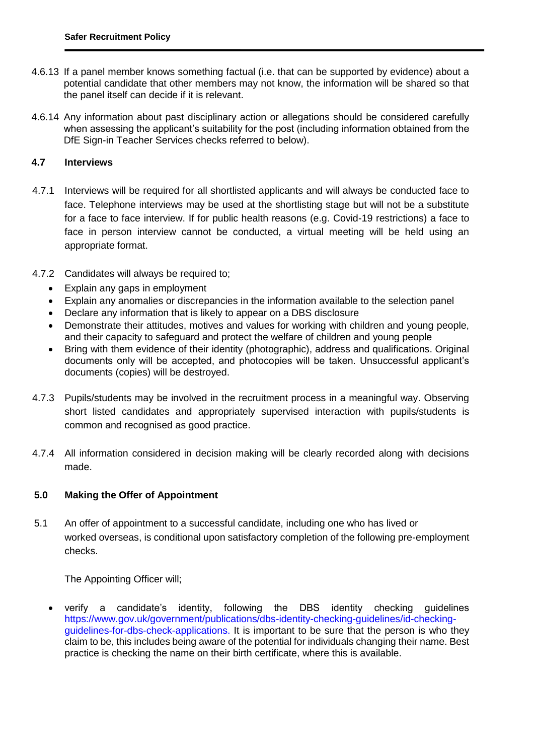4.6.13 If a panel member knows something factual (i.e. that can be supported by evidence) about a potential candidate that other members may not know, the information will be shared so that the panel itself can decide if it is relevant.

4.6.14 Any information about past disciplinary action or allegations should be considered carefully when assessing the applicant's suitability for the post (including information obtained from the DfE Sign-in Teacher Services checks referred to below).

### 4.7 Interviews

4.7.1 Interviews will be required for all shortlisted applicants and will always be conducted face to face. Telephone interviews may be used at the shortlisting stage but will not be a substitute for a face to face interview. If for public health reasons (e.g. Covid-19 restrictions) a face to face in person interview cannot be conducted, a virtual meeting will be held using an appropriate format.

4.7.2 Candidates will always be required to;

- Explain any gaps in employment
- Explain any anomalies or discrepancies in the information available to the selection panel
- Declare any information that is likely to appear on a DBS disclosure
- Demonstrate their attitudes, motives and values for working with children and young people, and their capacity to safeguard and protect the welfare of children and young people
- Bring with them evidence of their identity (photographic), address and qualifications. Original documents only will be accepted, and photocopies will be taken. Unsuccessful applicant's documents (copies) will be destroyed.

4.7.3 Pupils/students may be involved in the recruitment process in a meaningful way. Observing short listed candidates and appropriately supervised interaction with pupils/students is common and recognised as good practice.

4.7.4 All information considered in decision making will be clearly recorded along with decisions made.

## 5.0 Making the Offer of Appointment

5.1 An offer of appointment to a successful candidate, including one who has lived or worked overseas, is conditional upon satisfactory completion of the following pre-employment checks.

The Appointing Officer will;

- verify a candidate's identity, following the DBS identity checking guidelines https://www.gov.uk/government/publications/dbs-identity-checking-guidelines/id-checking-guidelines-for-dbs-check-applications. It is important to be sure that the person is who they claim to be, this includes being aware of the potential for individuals changing their name. Best practice is checking the name on their birth certificate, where this is available.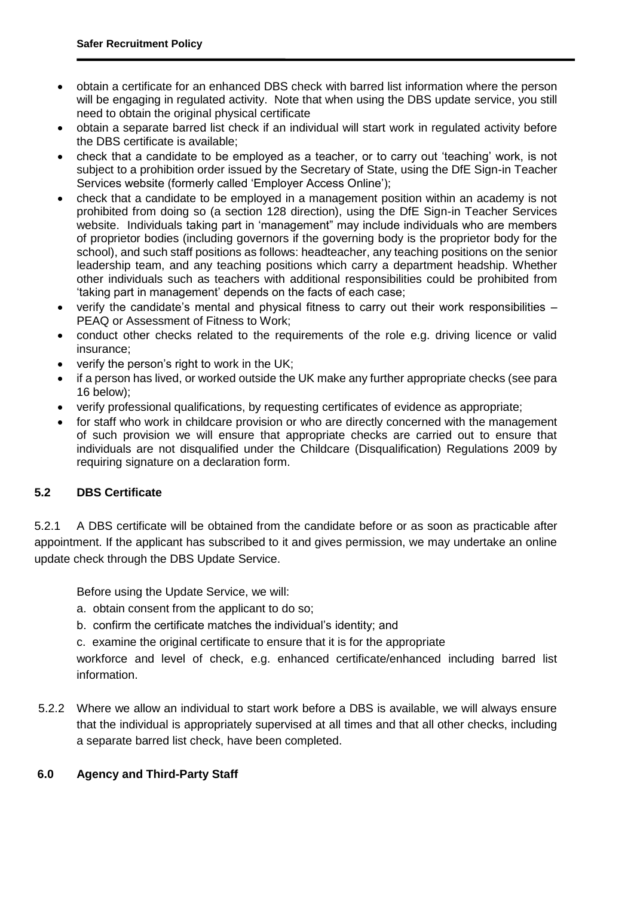- obtain a certificate for an enhanced DBS check with barred list information where the person will be engaging in regulated activity. Note that when using the DBS update service, you still need to obtain the original physical certificate
- obtain a separate barred list check if an individual will start work in regulated activity before the DBS certificate is available;
- check that a candidate to be employed as a teacher, or to carry out 'teaching' work, is not subject to a prohibition order issued by the Secretary of State, using the DfE Sign-in Teacher Services website (formerly called 'Employer Access Online');
- check that a candidate to be employed in a management position within an academy is not prohibited from doing so (a section 128 direction), using the DfE Sign-in Teacher Services website. Individuals taking part in 'management" may include individuals who are members of proprietor bodies (including governors if the governing body is the proprietor body for the school), and such staff positions as follows: headteacher, any teaching positions on the senior leadership team, and any teaching positions which carry a department headship. Whether other individuals such as teachers with additional responsibilities could be prohibited from 'taking part in management' depends on the facts of each case;
- verify the candidate's mental and physical fitness to carry out their work responsibilities – PEAQ or Assessment of Fitness to Work;
- conduct other checks related to the requirements of the role e.g. driving licence or valid insurance;
- verify the person's right to work in the UK;
- if a person has lived, or worked outside the UK make any further appropriate checks (see para 16 below);
- verify professional qualifications, by requesting certificates of evidence as appropriate;
- for staff who work in childcare provision or who are directly concerned with the management of such provision we will ensure that appropriate checks are carried out to ensure that individuals are not disqualified under the Childcare (Disqualification) Regulations 2009 by requiring signature on a declaration form.

### 5.2 DBS Certificate

5.2.1 A DBS certificate will be obtained from the candidate before or as soon as practicable after appointment. If the applicant has subscribed to it and gives permission, we may undertake an online update check through the DBS Update Service.

Before using the Update Service, we will:

a. obtain consent from the applicant to do so;

b. confirm the certificate matches the individual's identity; and

c. examine the original certificate to ensure that it is for the appropriate workforce and level of check, e.g. enhanced certificate/enhanced including barred list information.

5.2.2 Where we allow an individual to start work before a DBS is available, we will always ensure that the individual is appropriately supervised at all times and that all other checks, including a separate barred list check, have been completed.

## 6.0 Agency and Third-Party Staff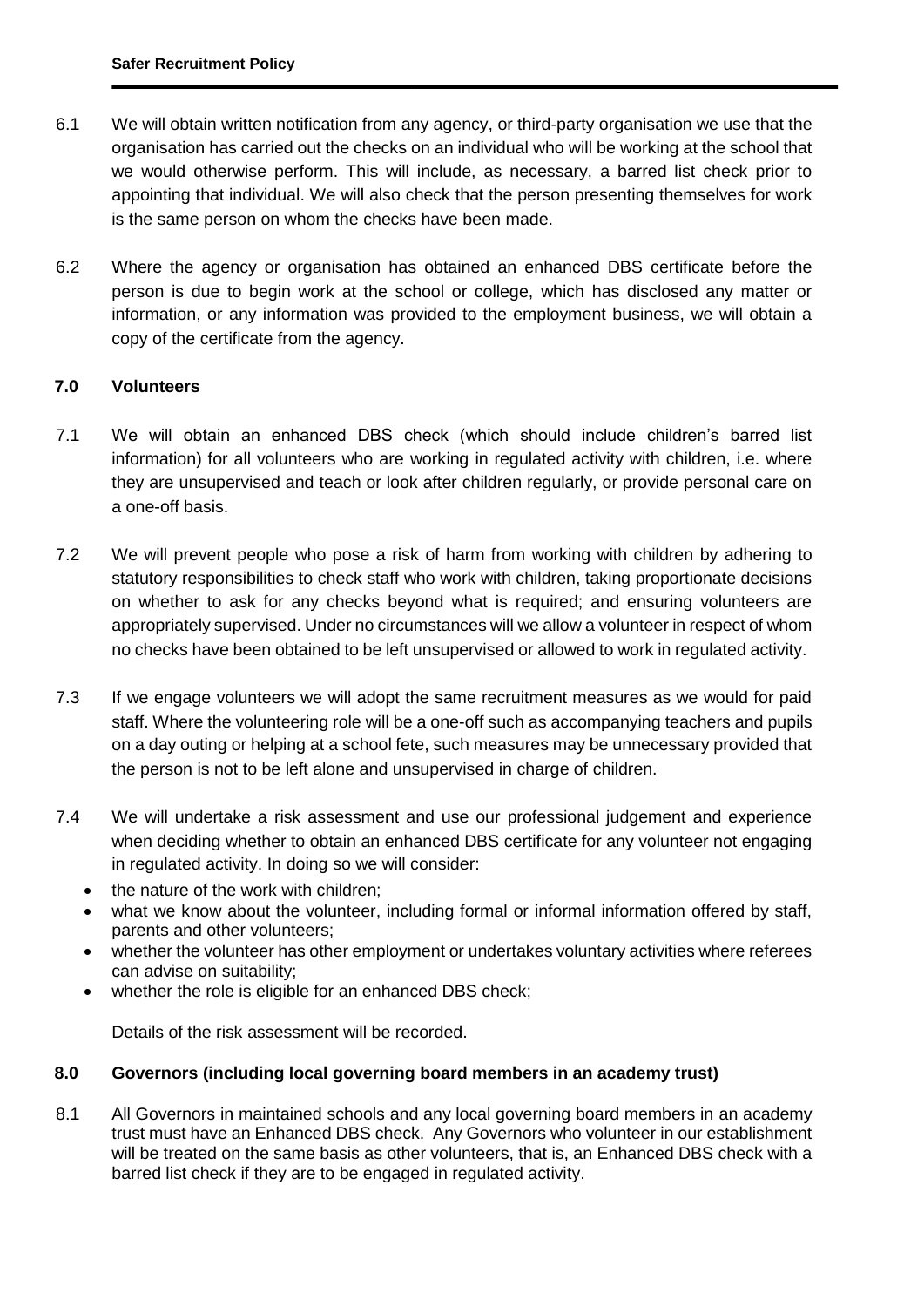6.1 We will obtain written notification from any agency, or third-party organisation we use that the organisation has carried out the checks on an individual who will be working at the school that we would otherwise perform. This will include, as necessary, a barred list check prior to appointing that individual. We will also check that the person presenting themselves for work is the same person on whom the checks have been made.

6.2 Where the agency or organisation has obtained an enhanced DBS certificate before the person is due to begin work at the school or college, which has disclosed any matter or information, or any information was provided to the employment business, we will obtain a copy of the certificate from the agency.

## 7.0 Volunteers

7.1 We will obtain an enhanced DBS check (which should include children's barred list information) for all volunteers who are working in regulated activity with children, i.e. where they are unsupervised and teach or look after children regularly, or provide personal care on a one-off basis.

7.2 We will prevent people who pose a risk of harm from working with children by adhering to statutory responsibilities to check staff who work with children, taking proportionate decisions on whether to ask for any checks beyond what is required; and ensuring volunteers are appropriately supervised. Under no circumstances will we allow a volunteer in respect of whom no checks have been obtained to be left unsupervised or allowed to work in regulated activity.

7.3 If we engage volunteers we will adopt the same recruitment measures as we would for paid staff. Where the volunteering role will be a one-off such as accompanying teachers and pupils on a day outing or helping at a school fete, such measures may be unnecessary provided that the person is not to be left alone and unsupervised in charge of children.

7.4 We will undertake a risk assessment and use our professional judgement and experience when deciding whether to obtain an enhanced DBS certificate for any volunteer not engaging in regulated activity. In doing so we will consider:

- the nature of the work with children;
- what we know about the volunteer, including formal or informal information offered by staff, parents and other volunteers;
- whether the volunteer has other employment or undertakes voluntary activities where referees can advise on suitability;
- whether the role is eligible for an enhanced DBS check;

Details of the risk assessment will be recorded.

## 8.0 Governors (including local governing board members in an academy trust)

8.1 All Governors in maintained schools and any local governing board members in an academy trust must have an Enhanced DBS check. Any Governors who volunteer in our establishment will be treated on the same basis as other volunteers, that is, an Enhanced DBS check with a barred list check if they are to be engaged in regulated activity.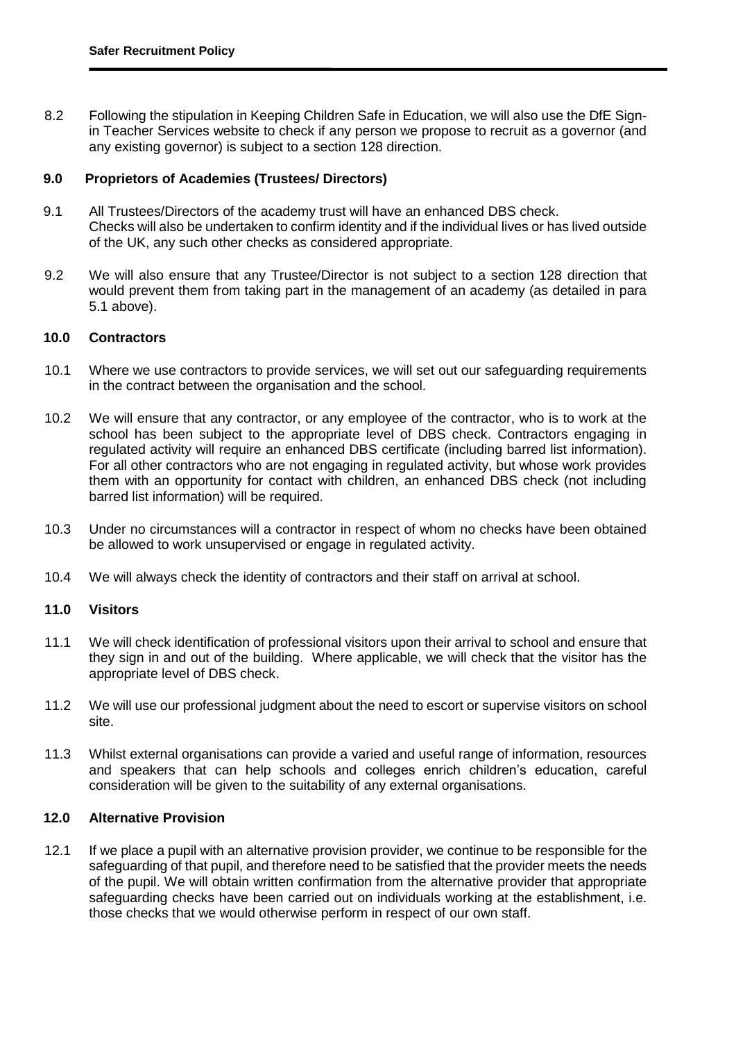8.2 Following the stipulation in Keeping Children Safe in Education, we will also use the DfE Sign-in Teacher Services website to check if any person we propose to recruit as a governor (and any existing governor) is subject to a section 128 direction.

## 9.0 Proprietors of Academies (Trustees/ Directors)

9.1 All Trustees/Directors of the academy trust will have an enhanced DBS check. Checks will also be undertaken to confirm identity and if the individual lives or has lived outside of the UK, any such other checks as considered appropriate.

9.2 We will also ensure that any Trustee/Director is not subject to a section 128 direction that would prevent them from taking part in the management of an academy (as detailed in para 5.1 above).

## 10.0 Contractors

10.1 Where we use contractors to provide services, we will set out our safeguarding requirements in the contract between the organisation and the school.

10.2 We will ensure that any contractor, or any employee of the contractor, who is to work at the school has been subject to the appropriate level of DBS check. Contractors engaging in regulated activity will require an enhanced DBS certificate (including barred list information). For all other contractors who are not engaging in regulated activity, but whose work provides them with an opportunity for contact with children, an enhanced DBS check (not including barred list information) will be required.

10.3 Under no circumstances will a contractor in respect of whom no checks have been obtained be allowed to work unsupervised or engage in regulated activity.

10.4 We will always check the identity of contractors and their staff on arrival at school.

## 11.0 Visitors

11.1 We will check identification of professional visitors upon their arrival to school and ensure that they sign in and out of the building. Where applicable, we will check that the visitor has the appropriate level of DBS check.

11.2 We will use our professional judgment about the need to escort or supervise visitors on school site.

11.3 Whilst external organisations can provide a varied and useful range of information, resources and speakers that can help schools and colleges enrich children's education, careful consideration will be given to the suitability of any external organisations.

## 12.0 Alternative Provision

12.1 If we place a pupil with an alternative provision provider, we continue to be responsible for the safeguarding of that pupil, and therefore need to be satisfied that the provider meets the needs of the pupil. We will obtain written confirmation from the alternative provider that appropriate safeguarding checks have been carried out on individuals working at the establishment, i.e. those checks that we would otherwise perform in respect of our own staff.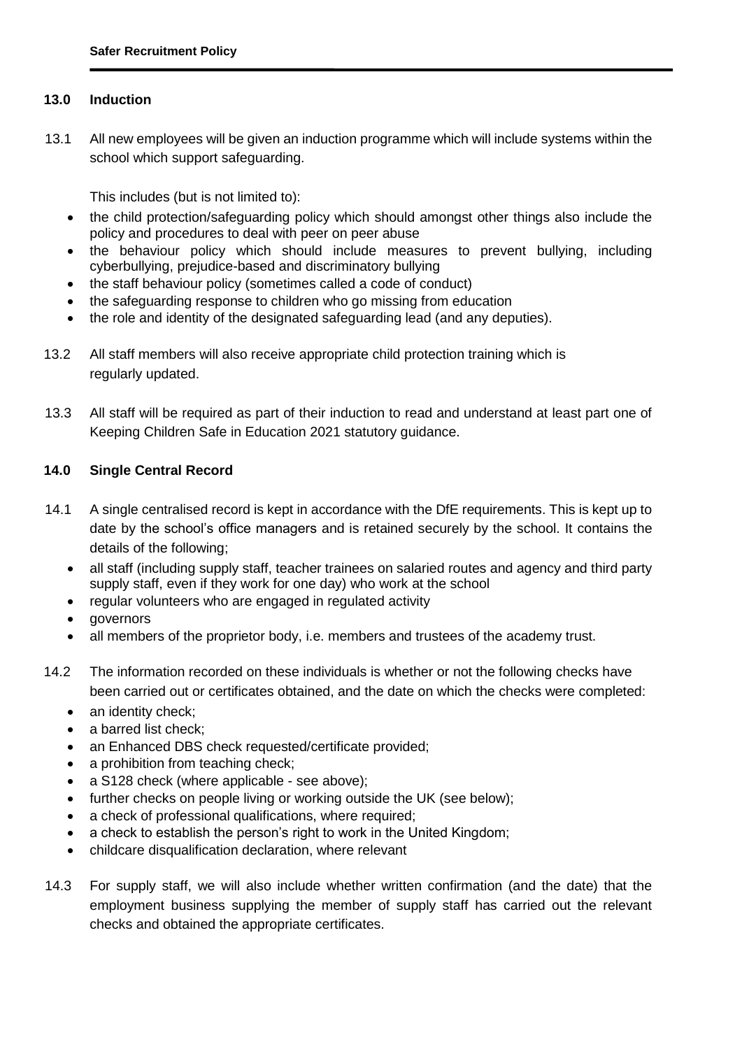## 13.0 Induction

13.1 All new employees will be given an induction programme which will include systems within the school which support safeguarding.

This includes (but is not limited to):

- the child protection/safeguarding policy which should amongst other things also include the policy and procedures to deal with peer on peer abuse
- the behaviour policy which should include measures to prevent bullying, including cyberbullying, prejudice-based and discriminatory bullying
- the staff behaviour policy (sometimes called a code of conduct)
- the safeguarding response to children who go missing from education
- the role and identity of the designated safeguarding lead (and any deputies).

13.2 All staff members will also receive appropriate child protection training which is regularly updated.

13.3 All staff will be required as part of their induction to read and understand at least part one of Keeping Children Safe in Education 2021 statutory guidance.

## 14.0 Single Central Record

14.1 A single centralised record is kept in accordance with the DfE requirements. This is kept up to date by the school's office managers and is retained securely by the school. It contains the details of the following;

- all staff (including supply staff, teacher trainees on salaried routes and agency and third party supply staff, even if they work for one day) who work at the school
- regular volunteers who are engaged in regulated activity
- governors
- all members of the proprietor body, i.e. members and trustees of the academy trust.

14.2 The information recorded on these individuals is whether or not the following checks have been carried out or certificates obtained, and the date on which the checks were completed:

- an identity check;
- a barred list check;
- an Enhanced DBS check requested/certificate provided;
- a prohibition from teaching check;
- a S128 check (where applicable - see above);
- further checks on people living or working outside the UK (see below);
- a check of professional qualifications, where required;
- a check to establish the person's right to work in the United Kingdom;
- childcare disqualification declaration, where relevant

14.3 For supply staff, we will also include whether written confirmation (and the date) that the employment business supplying the member of supply staff has carried out the relevant checks and obtained the appropriate certificates.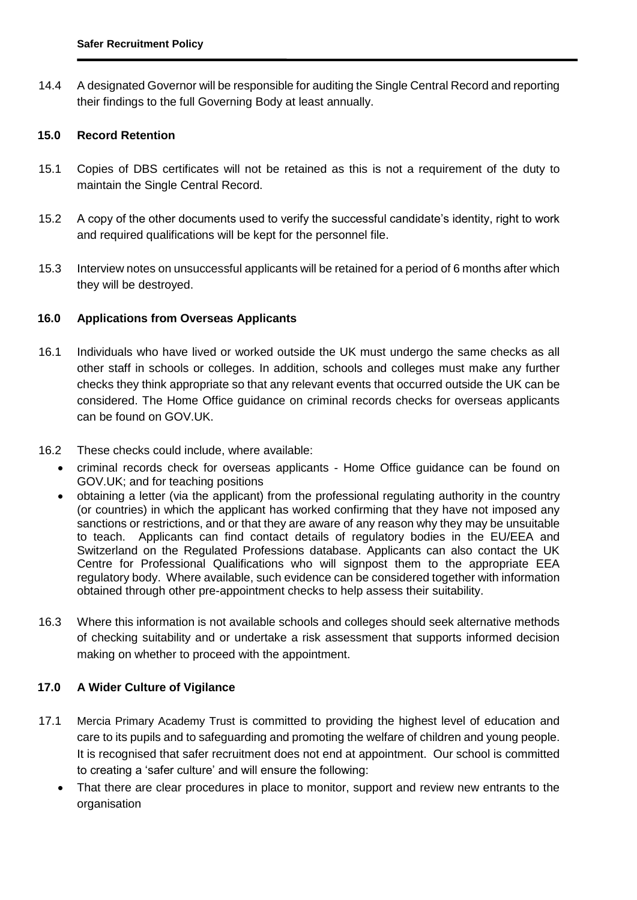14.4 A designated Governor will be responsible for auditing the Single Central Record and reporting their findings to the full Governing Body at least annually.

## 15.0 Record Retention

15.1 Copies of DBS certificates will not be retained as this is not a requirement of the duty to maintain the Single Central Record.

15.2 A copy of the other documents used to verify the successful candidate's identity, right to work and required qualifications will be kept for the personnel file.

15.3 Interview notes on unsuccessful applicants will be retained for a period of 6 months after which they will be destroyed.

## 16.0 Applications from Overseas Applicants

16.1 Individuals who have lived or worked outside the UK must undergo the same checks as all other staff in schools or colleges. In addition, schools and colleges must make any further checks they think appropriate so that any relevant events that occurred outside the UK can be considered. The Home Office guidance on criminal records checks for overseas applicants can be found on GOV.UK.

16.2 These checks could include, where available:

- criminal records check for overseas applicants - Home Office guidance can be found on GOV.UK; and for teaching positions
- obtaining a letter (via the applicant) from the professional regulating authority in the country (or countries) in which the applicant has worked confirming that they have not imposed any sanctions or restrictions, and or that they are aware of any reason why they may be unsuitable to teach. Applicants can find contact details of regulatory bodies in the EU/EEA and Switzerland on the Regulated Professions database. Applicants can also contact the UK Centre for Professional Qualifications who will signpost them to the appropriate EEA regulatory body. Where available, such evidence can be considered together with information obtained through other pre-appointment checks to help assess their suitability.

16.3 Where this information is not available schools and colleges should seek alternative methods of checking suitability and or undertake a risk assessment that supports informed decision making on whether to proceed with the appointment.

## 17.0 A Wider Culture of Vigilance

17.1 Mercia Primary Academy Trust is committed to providing the highest level of education and care to its pupils and to safeguarding and promoting the welfare of children and young people. It is recognised that safer recruitment does not end at appointment. Our school is committed to creating a 'safer culture' and will ensure the following:

- That there are clear procedures in place to monitor, support and review new entrants to the organisation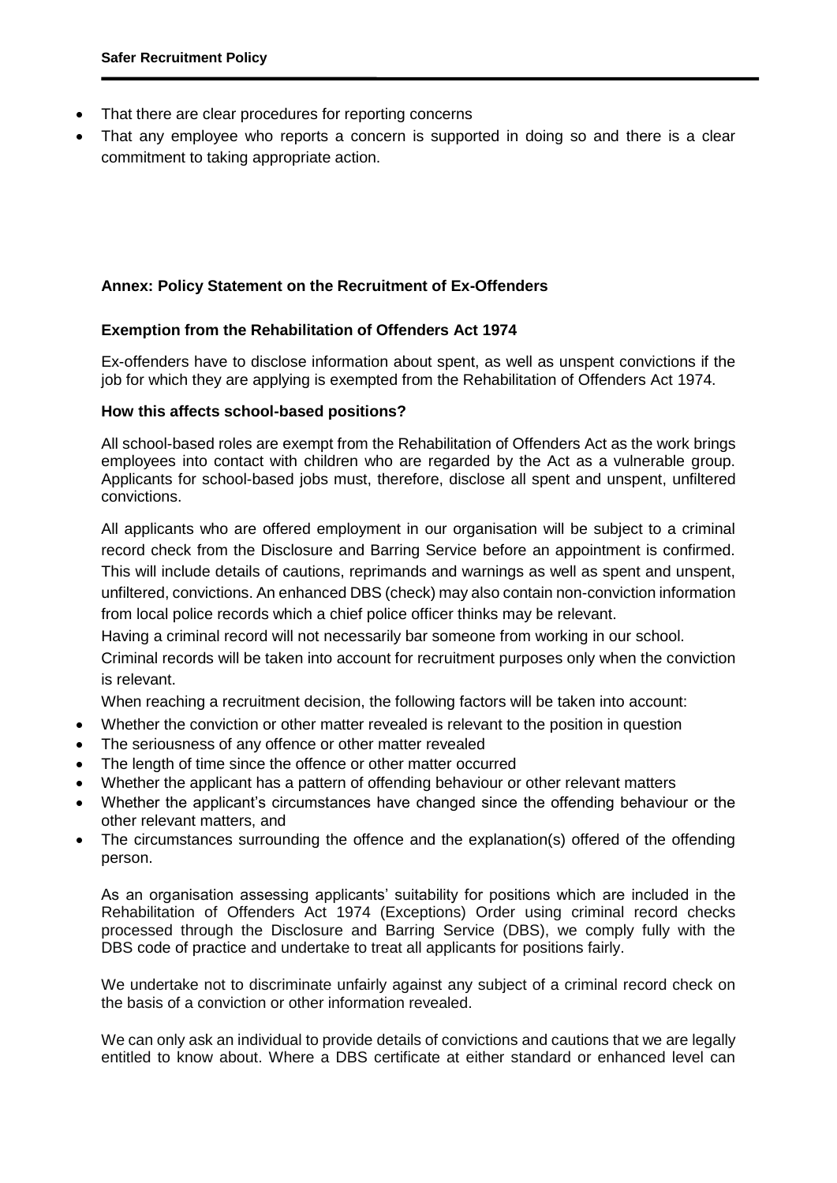- That there are clear procedures for reporting concerns
- That any employee who reports a concern is supported in doing so and there is a clear commitment to taking appropriate action.

## Annex: Policy Statement on the Recruitment of Ex-Offenders

### Exemption from the Rehabilitation of Offenders Act 1974

Ex-offenders have to disclose information about spent, as well as unspent convictions if the job for which they are applying is exempted from the Rehabilitation of Offenders Act 1974.

### How this affects school-based positions?

All school-based roles are exempt from the Rehabilitation of Offenders Act as the work brings employees into contact with children who are regarded by the Act as a vulnerable group. Applicants for school-based jobs must, therefore, disclose all spent and unspent, unfiltered convictions.

All applicants who are offered employment in our organisation will be subject to a criminal record check from the Disclosure and Barring Service before an appointment is confirmed. This will include details of cautions, reprimands and warnings as well as spent and unspent, unfiltered, convictions. An enhanced DBS (check) may also contain non-conviction information from local police records which a chief police officer thinks may be relevant.

Having a criminal record will not necessarily bar someone from working in our school.

Criminal records will be taken into account for recruitment purposes only when the conviction is relevant.

When reaching a recruitment decision, the following factors will be taken into account:

- Whether the conviction or other matter revealed is relevant to the position in question
- The seriousness of any offence or other matter revealed
- The length of time since the offence or other matter occurred
- Whether the applicant has a pattern of offending behaviour or other relevant matters
- Whether the applicant's circumstances have changed since the offending behaviour or the other relevant matters, and
- The circumstances surrounding the offence and the explanation(s) offered of the offending person.

As an organisation assessing applicants' suitability for positions which are included in the Rehabilitation of Offenders Act 1974 (Exceptions) Order using criminal record checks processed through the Disclosure and Barring Service (DBS), we comply fully with the DBS code of practice and undertake to treat all applicants for positions fairly.

We undertake not to discriminate unfairly against any subject of a criminal record check on the basis of a conviction or other information revealed.

We can only ask an individual to provide details of convictions and cautions that we are legally entitled to know about. Where a DBS certificate at either standard or enhanced level can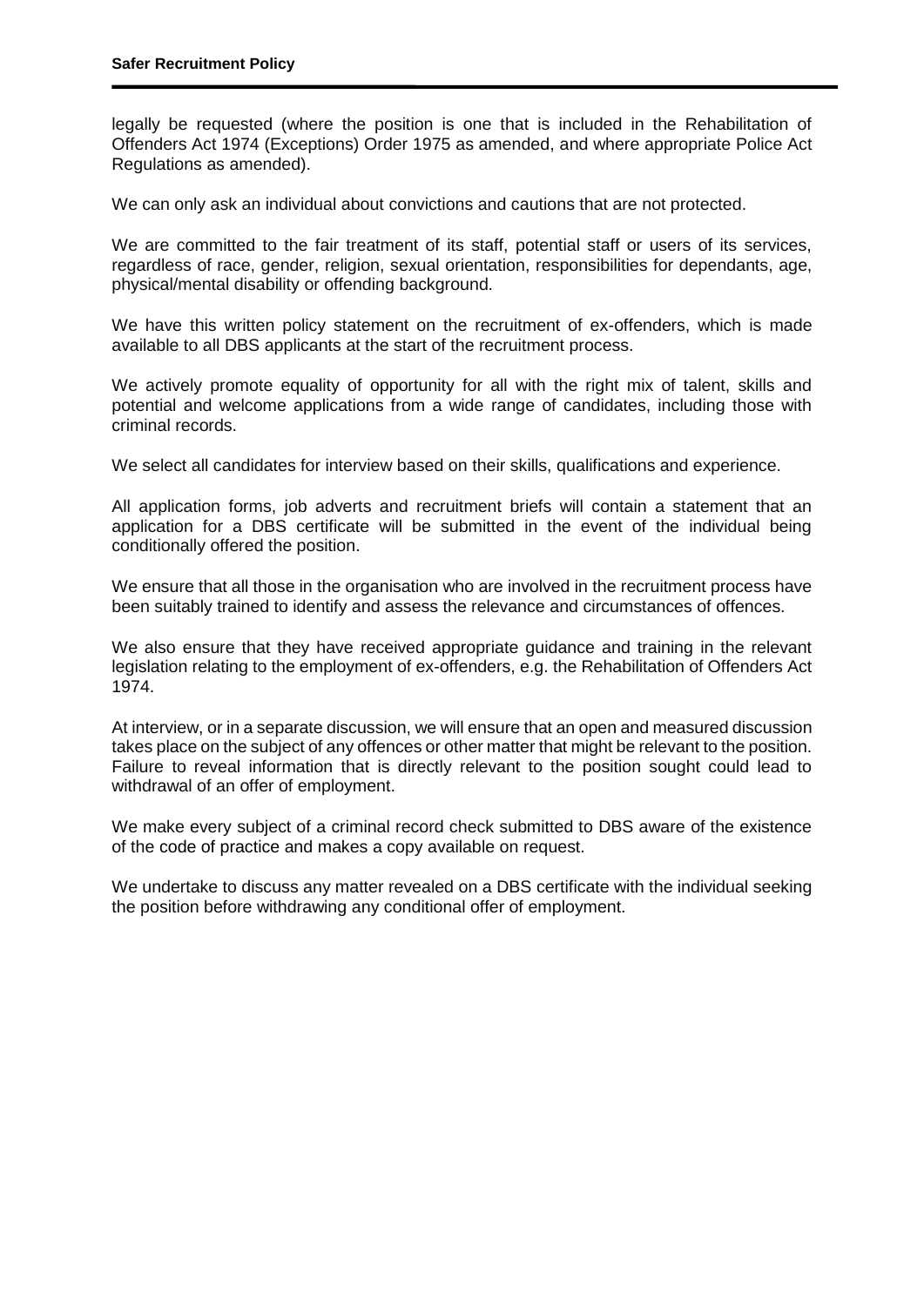legally be requested (where the position is one that is included in the Rehabilitation of Offenders Act 1974 (Exceptions) Order 1975 as amended, and where appropriate Police Act Regulations as amended).

We can only ask an individual about convictions and cautions that are not protected.

We are committed to the fair treatment of its staff, potential staff or users of its services, regardless of race, gender, religion, sexual orientation, responsibilities for dependants, age, physical/mental disability or offending background.

We have this written policy statement on the recruitment of ex-offenders, which is made available to all DBS applicants at the start of the recruitment process.

We actively promote equality of opportunity for all with the right mix of talent, skills and potential and welcome applications from a wide range of candidates, including those with criminal records.

We select all candidates for interview based on their skills, qualifications and experience.

All application forms, job adverts and recruitment briefs will contain a statement that an application for a DBS certificate will be submitted in the event of the individual being conditionally offered the position.

We ensure that all those in the organisation who are involved in the recruitment process have been suitably trained to identify and assess the relevance and circumstances of offences.

We also ensure that they have received appropriate guidance and training in the relevant legislation relating to the employment of ex-offenders, e.g. the Rehabilitation of Offenders Act 1974.

At interview, or in a separate discussion, we will ensure that an open and measured discussion takes place on the subject of any offences or other matter that might be relevant to the position. Failure to reveal information that is directly relevant to the position sought could lead to withdrawal of an offer of employment.

We make every subject of a criminal record check submitted to DBS aware of the existence of the code of practice and makes a copy available on request.

We undertake to discuss any matter revealed on a DBS certificate with the individual seeking the position before withdrawing any conditional offer of employment.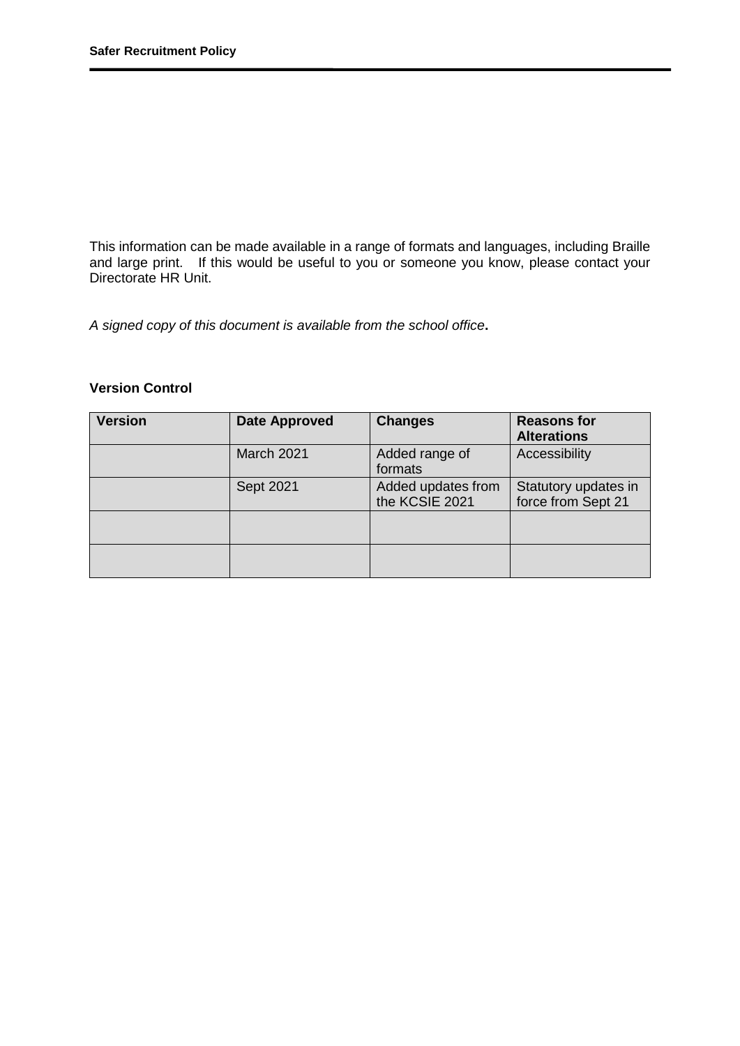This information can be made available in a range of formats and languages, including Braille and large print. If this would be useful to you or someone you know, please contact your Directorate HR Unit.

*A signed copy of this document is available from the school office***.**

**Version Control**

| Version | Date Approved | Changes | Reasons for Alterations |
|---|---|---|---|
| | March 2021 | Added range of formats | Accessibility |
| | Sept 2021 | Added updates from the KCSIE 2021 | Statutory updates in force from Sept 21 |
| | | | |
| | | | |